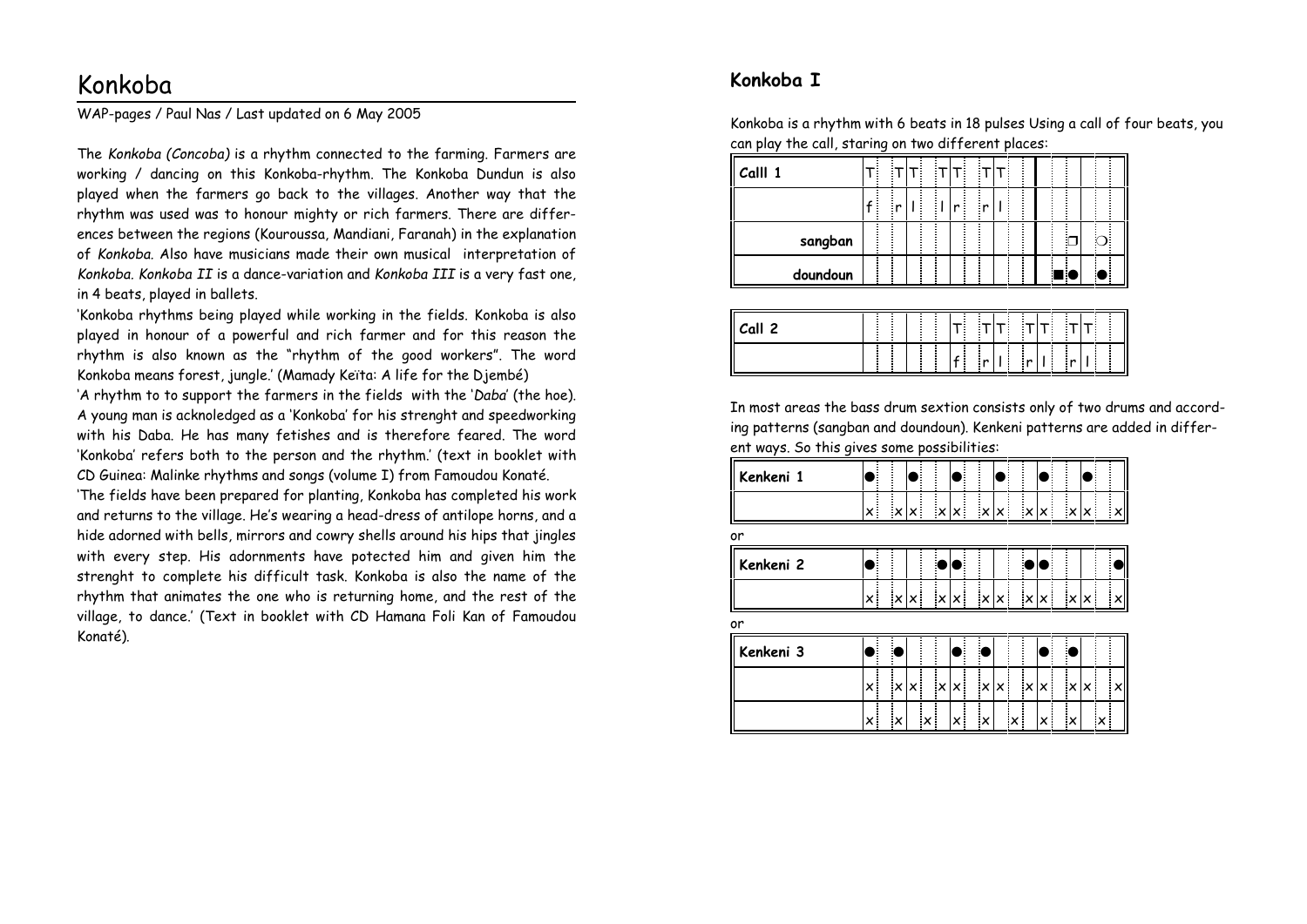# Konkoba

WAP-pages / Paul Nas / Last updated on 6 May 2005

The *Konkoba (Concoba)* is a rhythm connected to the farming. Farmers are working / dancing on this Konkoba-rhythm. The Konkoba Dundun is also played when the farmers go back to the villages. Another way that the rhythm was used was to honour mighty or rich farmers. There are differences between the regions (Kouroussa, Mandiani, Faranah) in the explanation of *Konkoba*. Also have musicians made their own musical interpretation of *Konkoba*. *Konkoba II* is a dance-variation and *Konkoba III* is a very fast one, in 4 beats, played in ballets.

'Konkoba rhythms being played while working in the fields. Konkoba is also played in honour of a powerful and rich farmer and for this reason the rhythm is also known as the "rhythm of the good workers". The word Konkoba means forest, jungle.' (Mamady Keïta: A life for the Djembé)

'A rhythm to to support the farmers in the fields with the '*Daba*' (the hoe). A young man is acknoledged as a 'Konkoba' for his strenght and speedworking with his Daba. He has many fetishes and is therefore feared. The word 'Konkoba' refers both to the person and the rhythm.' (text in booklet with CD Guinea: Malinke rhythms and songs (volume I) from Famoudou Konaté.

'The fields have been prepared for planting, Konkoba has completed his work and returns to the village. He's wearing a head-dress of antilope horns, and a hide adorned with bells, mirrors and cowry shells around his hips that jingles with every step. His adornments have potected him and given him the strenght to complete his difficult task. Konkoba is also the name of the rhythm that animates the one who is returning home, and the rest of the village, to dance.' (Text in booklet with CD Hamana Foli Kan of Famoudou Konaté).

## Konkoba I

Konkoba is a rhythm with 6 beats in 18 pulses Using a call of four beats, you can play the call, staring on two different places:

| Calll 1 | T | | T | T | | T | T | | T | T | | | | | | | | |
|---|---|---|---|---|---|---|---|---|---|---|---|---|---|---|---|---|---|---|
| | f | | r | l | | l | r | | r | l | | | | | | | | |
| sangban | | | | | | | | | | | | | | ❐ | | | ○ | |
| doundoun | | | | | | | | | | | | | | ■ | ● | | ● | |

| Call 2 | | | | | | | T | | T | T | | T | T | | T | T | | |
|---|---|---|---|---|---|---|---|---|---|---|---|---|---|---|---|---|---|---|
| | | | | | | | f | | r | l | | r | l | | r | l | | |

In most areas the bass drum sextion consists only of two drums and according patterns (sangban and doundoun). Kenkeni patterns are added in different ways. So this gives some possibilities:

| Kenkeni 1 | ● | | | ● | | | ● | | | ● | | | ● | | | ● | | |
|---|---|---|---|---|---|---|---|---|---|---|---|---|---|---|---|---|---|---|
| | x | | x | x | | x | x | | x | x | | x | x | | x | x | | x |

or

| Kenkeni 2 | ● | | | | | ● | ● | | | | | ● | ● | | | | | ● |
|---|---|---|---|---|---|---|---|---|---|---|---|---|---|---|---|---|---|---|
| | x | | x | x | | x | x | | x | x | | x | x | | x | x | | x |

or

| Kenkeni 3 | ● | | ● | | | | ● | | ● | | | | ● | | ● | | | |
|---|---|---|---|---|---|---|---|---|---|---|---|---|---|---|---|---|---|---|
| | x | | x | x | | x | x | | x | x | | x | x | | x | x | | x |
| | x | | x | | x | | x | | x | | x | | x | | x | | x | |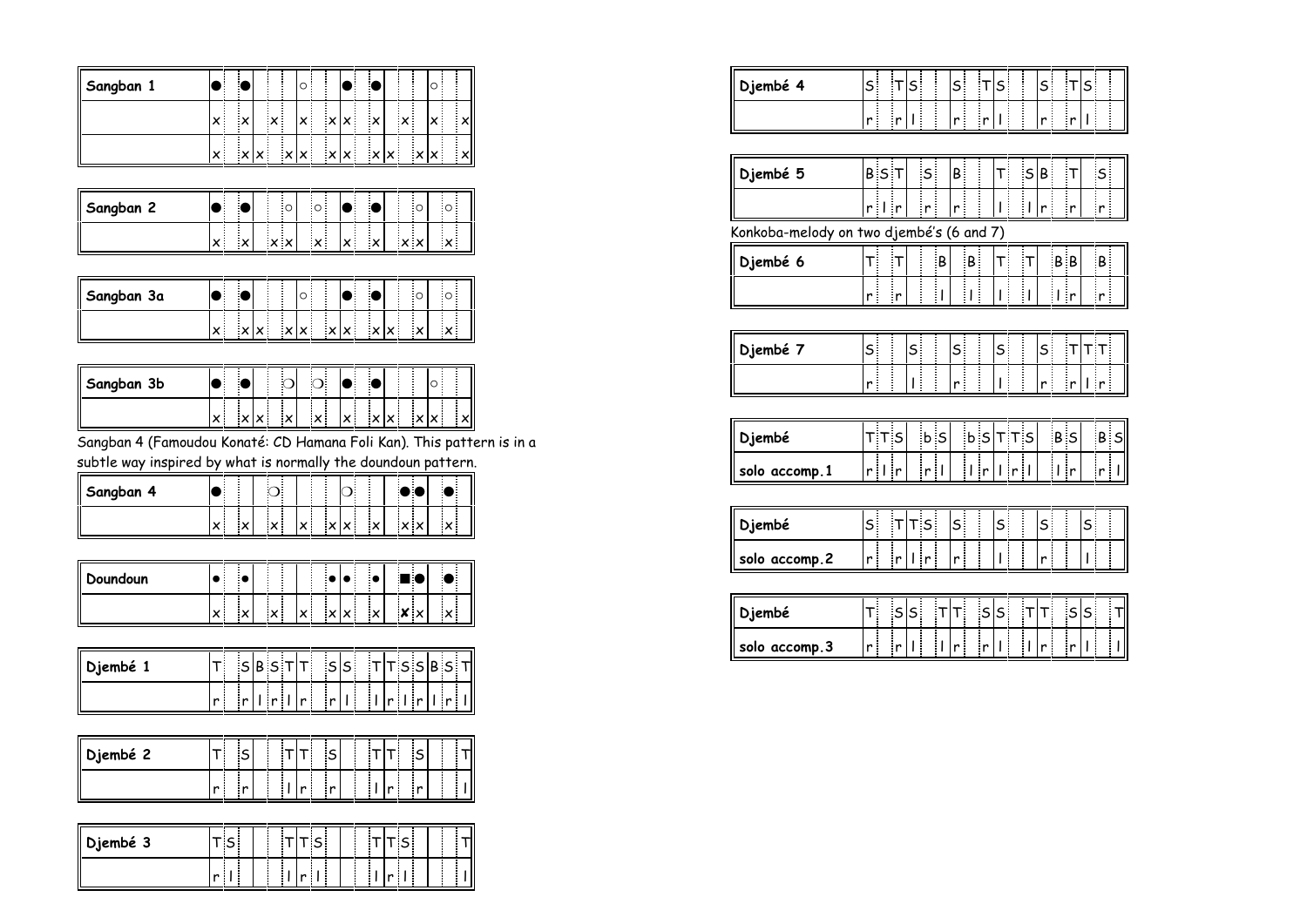| Sangban 1 | ● | | | ● | | | | | ○ | | | | ● | | | ● | | | | | ○ | | | |
|---|---|---|---|---|---|---|---|---|---|---|---|---|---|---|---|---|---|---|---|---|---|---|---|---|
| | x | | | x | | | x | | x | | | x | x | | | x | | | x | | x | | | x |
| | x | | | x | x | | | x | x | | | x | x | | | x | x | | | x | x | | | x |

| Sangban 2 | ● | | | ● | | | | ○ | | | ○ | | ● | | | ● | | | | ○ | | | ○ | |
|---|---|---|---|---|---|---|---|---|---|---|---|---|---|---|---|---|---|---|---|---|---|---|---|---|
| | x | | | x | | x | x | | | | x | | x | | | x | | | x | x | | | x | |

| Sangban 3a | ● | | | ● | | | | | ○ | | | | ● | | | ● | | | | ○ | | | ○ | |
|---|---|---|---|---|---|---|---|---|---|---|---|---|---|---|---|---|---|---|---|---|---|---|---|---|
| | x | | | x | x | | | x | x | | | x | x | | | x | x | | | x | | | x | |

| Sangban 3b | ● | | | ● | | | | ❍ | | | ❍ | | ● | | | ● | | | | | ○ | | | |
|---|---|---|---|---|---|---|---|---|---|---|---|---|---|---|---|---|---|---|---|---|---|---|---|---|
| | x | | | x | x | | | x | | | x | | x | | | x | x | | | x | x | | | x |

Sangban 4 (Famoudou Konaté: CD Hamana Foli Kan). This pattern is in a subtle way inspired by what is normally the doundoun pattern.

| Sangban 4 | ● | | | | | | ❍ | | | | | | ❍ | | | | | | ● | ● | | | ● | |
|---|---|---|---|---|---|---|---|---|---|---|---|---|---|---|---|---|---|---|---|---|---|---|---|---|
| | x | | | x | | | x | | x | | | x | x | | | x | | | x | x | | | x | |

| Doundoun | • | | | • | | | | | | | | • | • | | | • | | | ■ | ● | | | ● | |
|---|---|---|---|---|---|---|---|---|---|---|---|---|---|---|---|---|---|---|---|---|---|---|---|---|
| | x | | | x | | | x | | x | | | x | x | | | x | | | ✘ | x | | | x | |

| Djembé 1 | T | | | S | B | S | T | T | | | | S | S | | | T | T | S | S | B | S | | | T |
|---|---|---|---|---|---|---|---|---|---|---|---|---|---|---|---|---|---|---|---|---|---|---|---|---|
| | r | | | r | l | r | l | r | | | | r | l | | | l | r | l | r | l | r | | | l |

| Djembé 2 | T | | | S | | | | T | T | | | S | | | | T | T | | | S | | | | T |
|---|---|---|---|---|---|---|---|---|---|---|---|---|---|---|---|---|---|---|---|---|---|---|---|---|
| | r | | | r | | | | l | r | | | r | | | | l | r | | | r | | | | l |

| Djembé 3 | T | S | | | | | | T | T | S | | | | | | T | T | S | | | | | | T |
|---|---|---|---|---|---|---|---|---|---|---|---|---|---|---|---|---|---|---|---|---|---|---|---|---|
| | r | l | | | | | | l | r | l | | | | | | l | r | l | | | | | | l |

| Djembé 4 | S | | | T | S | | | | S | | | T | S | | | | S | | | T | S | | | |
|---|---|---|---|---|---|---|---|---|---|---|---|---|---|---|---|---|---|---|---|---|---|---|---|---|
| | r | | | r | l | | | | r | | | r | l | | | | r | | | r | l | | | |

| Djembé 5 | B | S | T | | | S | | | B | | | | T | | | S | B | | | T | | S | | |
|---|---|---|---|---|---|---|---|---|---|---|---|---|---|---|---|---|---|---|---|---|---|---|---|---|
| | r | l | r | | | r | | | r | | | | l | | | l | r | | | r | | r | | |

Konkoba-melody on two djembé's (6 and 7)

| Djembé 6 | T | | | T | | | | B | | B | | | T | | | T | | B | B | | | B | | |
|---|---|---|---|---|---|---|---|---|---|---|---|---|---|---|---|---|---|---|---|---|---|---|---|---|
| | r | | | r | | | | l | | l | | | l | | | l | | l | r | | | r | | |

| Djembé 7 | S | | | | S | | | | S | | | | S | | | | S | | | T | T | T | | |
|---|---|---|---|---|---|---|---|---|---|---|---|---|---|---|---|---|---|---|---|---|---|---|---|---|
| | r | | | | l | | | | r | | | | l | | | | r | | | r | l | r | | |

| Djembé | T | T | S | | | b | S | | | b | S | T | T | S | | | | B | S | | | B | S | |
|---|---|---|---|---|---|---|---|---|---|---|---|---|---|---|---|---|---|---|---|---|---|---|---|---|
| solo accomp.1 | r | l | r | | | r | l | | | l | r | l | r | l | | | | l | r | | | r | l | |

| Djembé | S | | | T | T | S | | | S | | | | S | | | | S | | | | S | | | |
|---|---|---|---|---|---|---|---|---|---|---|---|---|---|---|---|---|---|---|---|---|---|---|---|---|
| solo accomp.2 | r | | | r | l | r | | | r | | | | l | | | | r | | | | l | | | |

| Djembé | T | | | S | S | | | T | T | | | S | S | | | T | T | | | S | S | | | T |
|---|---|---|---|---|---|---|---|---|---|---|---|---|---|---|---|---|---|---|---|---|---|---|---|---|
| solo accomp.3 | r | | | r | l | | | l | r | | | r | l | | | l | r | | | r | l | | | l |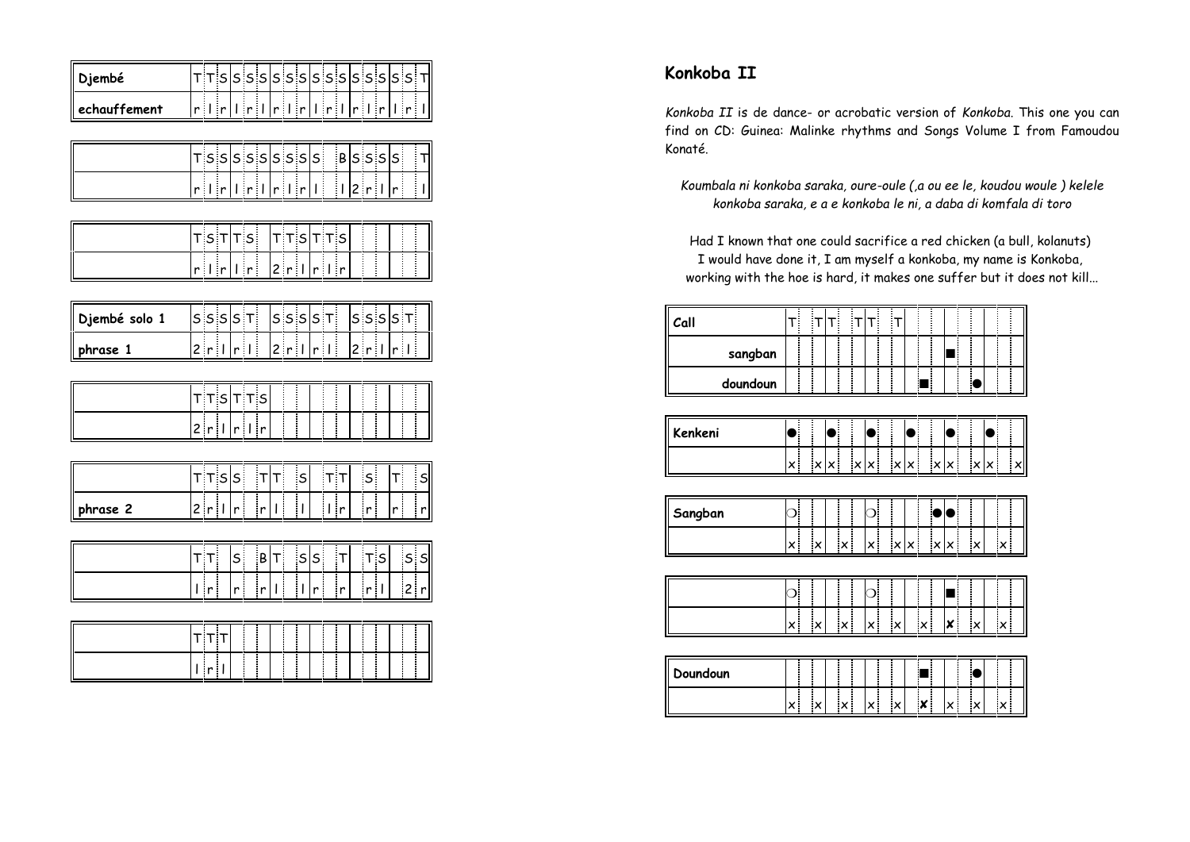| Djembé | T | T | S | S | S | S | S | S | S | S | S | S | S | S | S | S | S | S | S | T |
|---|---|---|---|---|---|---|---|---|---|---|---|---|---|---|---|---|---|---|---|---|
| echauffement | r | l | r | l | r | l | r | l | r | l | r | l | r | l | r | l | r | l | r | l |

| | T | S | S | S | S | S | S | S | S | S | S | | B | S | S | S | S | | | T |
|---|---|---|---|---|---|---|---|---|---|---|---|---|---|---|---|---|---|---|---|---|
| | r | l | r | l | r | l | r | l | r | l | l | | l | 2 | r | l | r | | | l |

| | T | S | T | T | S | | T | T | S | T | T | S | | | | | | | | |
|---|---|---|---|---|---|---|---|---|---|---|---|---|---|---|---|---|---|---|---|---|
| | r | l | r | l | r | | 2 | r | l | r | l | r | | | | | | | | |

| Djembé solo 1 | S | S | S | S | T | | S | S | S | S | T | | S | S | S | S | T | | | |
|---|---|---|---|---|---|---|---|---|---|---|---|---|---|---|---|---|---|---|---|---|
| phrase 1 | 2 | r | l | r | l | | 2 | r | l | r | l | | 2 | r | l | r | l | | | |

| | T | T | S | T | T | S | | | | | | | | | | | | | | |
|---|---|---|---|---|---|---|---|---|---|---|---|---|---|---|---|---|---|---|---|---|
| | 2 | r | l | r | l | r | | | | | | | | | | | | | | |

| | T | T | S | S | | T | T | | S | | T | T | | S | | T | | | S |
|---|---|---|---|---|---|---|---|---|---|---|---|---|---|---|---|---|---|---|---|
| phrase 2 | 2 | r | l | r | | r | l | | l | | l | r | | r | | r | | | r |

| | T | T | | S | | B | T | | S | S | | T | | T | S | | | S | S |
|---|---|---|---|---|---|---|---|---|---|---|---|---|---|---|---|---|---|---|---|
| | l | r | | r | | r | l | | l | r | | r | | r | l | | | 2 | r |

| | T | T | T | | | | | | | | | | | | | | | | |
|---|---|---|---|---|---|---|---|---|---|---|---|---|---|---|---|---|---|---|---|
| | l | r | l | | | | | | | | | | | | | | | | |

## Konkoba II

*Konkoba II* is de dance- or acrobatic version of *Konkoba*. This one you can find on CD: Guinea: Malinke rhythms and Songs Volume I from Famoudou Konaté.

*Koumbala ni konkoba saraka, oure-oule (,a ou ee le, koudou woule ) kelele konkoba saraka, e a e konkoba le ni, a daba di komfala di toro*

Had I known that one could sacrifice a red chicken (a bull, kolanuts)
I would have done it, I am myself a konkoba, my name is Konkoba,
working with the hoe is hard, it makes one suffer but it does not kill...

| Call | T | | T | T | | T | T | | T | | | | | | | | |
|---|---|---|---|---|---|---|---|---|---|---|---|---|---|---|---|---|---|
| sangban | | | | | | | | | | | | ■ | | | | | |
| doundoun | | | | | | | | | | ■ | | | | ● | | | |

| Kenkeni | ● | | | ● | | | ● | | | ● | | | ● | | | ● | | |
|---|---|---|---|---|---|---|---|---|---|---|---|---|---|---|---|---|---|---|
| | x | | x | x | | x | x | | x | x | | x | x | | x | x | | x |

| Sangban | ❍ | | | | | | ❍ | | | | ● | ● | | | | | |
|---|---|---|---|---|---|---|---|---|---|---|---|---|---|---|---|---|---|
| | x | | x | | x | | x | | x | x | | x | x | | x | | x |

| | ❍ | | | | | | ❍ | | | | | ■ | | | | | |
|---|---|---|---|---|---|---|---|---|---|---|---|---|---|---|---|---|---|
| | x | | x | | x | | x | | x | | x | ✘ | | x | | x | |

| Doundoun | | | | | | | | | | ■ | | | | ● | | | |
|---|---|---|---|---|---|---|---|---|---|---|---|---|---|---|---|---|---|
| | x | | x | | x | | x | | x | ✘ | | x | | x | | x | |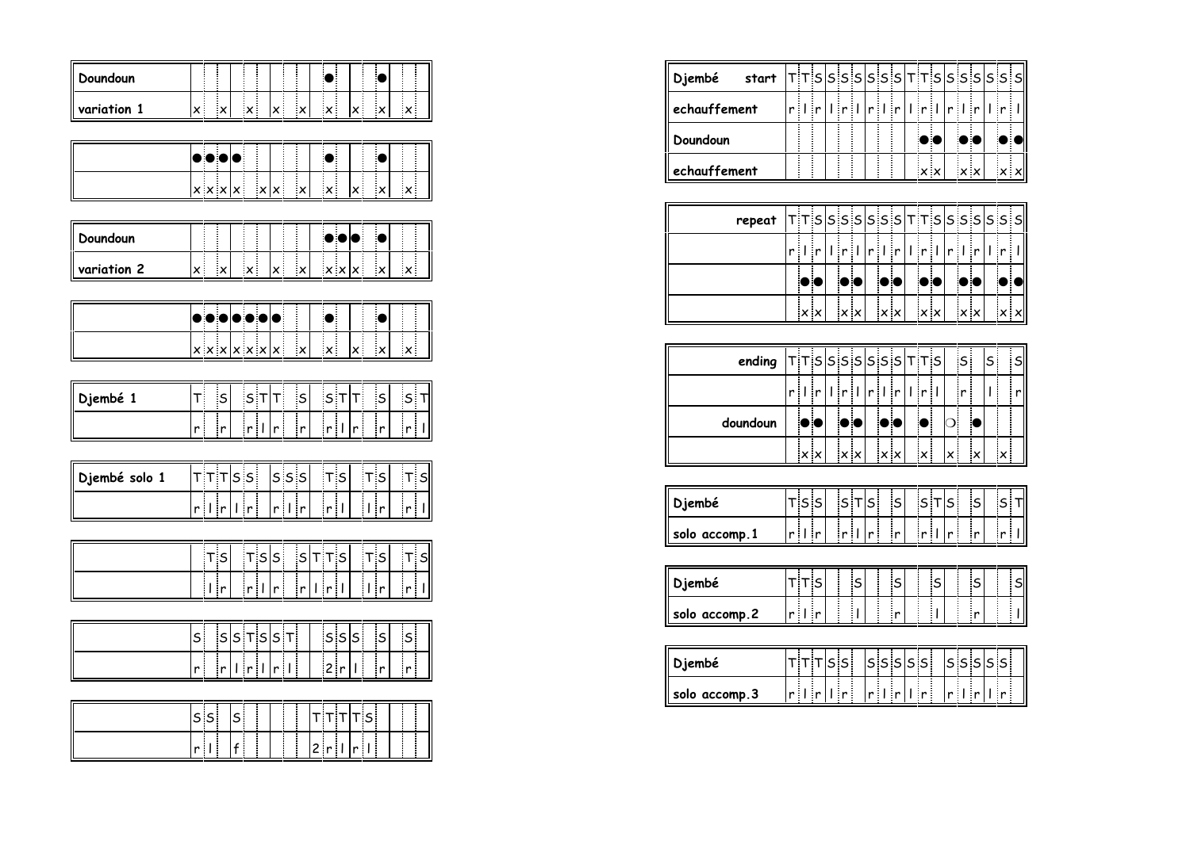| | 1 | 2 | 3 | 4 | 5 | 6 | 7 | 8 | 9 | 10 | 11 | 12 | 13 | 14 | 15 | 16 | 17 | 18 |
|---|---|---|---|---|---|---|---|---|---|---|---|---|---|---|---|---|---|---|
| **Doundoun** | | | | | | | | | | | ● | | | | ● | | | |
| **variation 1** | x | | x | | x | | x | | x | | x | | x | | x | | x | |

| | 1 | 2 | 3 | 4 | 5 | 6 | 7 | 8 | 9 | 10 | 11 | 12 | 13 | 14 | 15 | 16 | 17 | 18 |
|---|---|---|---|---|---|---|---|---|---|---|---|---|---|---|---|---|---|---|
| | ● | ● | ● | ● | | | | | | | ● | | | | ● | | | |
| | x | x | x | x | | x | x | | x | | x | | x | | x | | x | |

| | 1 | 2 | 3 | 4 | 5 | 6 | 7 | 8 | 9 | 10 | 11 | 12 | 13 | 14 | 15 | 16 | 17 | 18 |
|---|---|---|---|---|---|---|---|---|---|---|---|---|---|---|---|---|---|---|
| **Doundoun** | | | | | | | | | | | ● | ● | ● | | ● | | | |
| **variation 2** | x | | x | | x | | x | | x | | x | x | x | | x | | x | |

| | 1 | 2 | 3 | 4 | 5 | 6 | 7 | 8 | 9 | 10 | 11 | 12 | 13 | 14 | 15 | 16 | 17 | 18 |
|---|---|---|---|---|---|---|---|---|---|---|---|---|---|---|---|---|---|---|
| | ● | ● | ● | ● | ● | ● | ● | | | | ● | | | | ● | | | |
| | x | x | x | x | x | x | x | | x | | x | | x | | x | | x | |

| | 1 | 2 | 3 | 4 | 5 | 6 | 7 | 8 | 9 | 10 | 11 | 12 | 13 | 14 | 15 | 16 | 17 | 18 |
|---|---|---|---|---|---|---|---|---|---|---|---|---|---|---|---|---|---|---|
| **Djembé 1** | T | | S | | S | T | T | | S | | S | T | T | | S | | S | T |
| | r | | r | | r | l | r | | r | | r | l | r | | r | | r | l |

| | 1 | 2 | 3 | 4 | 5 | 6 | 7 | 8 | 9 | 10 | 11 | 12 | 13 | 14 | 15 | 16 | 17 | 18 |
|---|---|---|---|---|---|---|---|---|---|---|---|---|---|---|---|---|---|---|
| **Djembé solo 1** | T | T | T | S | S | | S | S | S | | T | S | | T | S | | T | S |
| | r | l | r | l | r | | r | l | r | | r | l | | l | r | | r | l |

| | 1 | 2 | 3 | 4 | 5 | 6 | 7 | 8 | 9 | 10 | 11 | 12 | 13 | 14 | 15 | 16 | 17 | 18 |
|---|---|---|---|---|---|---|---|---|---|---|---|---|---|---|---|---|---|---|
| | | T | S | | T | S | S | | S | T | T | S | | T | S | | T | S |
| | | l | r | | r | l | r | | r | l | r | l | | l | r | | r | l |

| | 1 | 2 | 3 | 4 | 5 | 6 | 7 | 8 | 9 | 10 | 11 | 12 | 13 | 14 | 15 | 16 | 17 | 18 |
|---|---|---|---|---|---|---|---|---|---|---|---|---|---|---|---|---|---|---|
| | S | | S | S | T | S | S | T | | | S | S | S | | S | | S | |
| | r | | r | l | r | l | r | l | | | 2 | r | l | | r | | r | |

| | 1 | 2 | 3 | 4 | 5 | 6 | 7 | 8 | 9 | 10 | 11 | 12 | 13 | 14 | 15 | 16 | 17 | 18 |
|---|---|---|---|---|---|---|---|---|---|---|---|---|---|---|---|---|---|---|
| | S | S | | S | | | | | | T | T | T | T | S | | | | |
| | r | l | | f | | | | | | 2 | r | l | r | l | | | | |

| | 1 | 2 | 3 | 4 | 5 | 6 | 7 | 8 | 9 | 10 | 11 | 12 | 13 | 14 | 15 | 16 | 17 | 18 |
|---|---|---|---|---|---|---|---|---|---|---|---|---|---|---|---|---|---|---|
| **Djembé start** | T | T | S | S | S | S | S | S | S | T | T | S | S | S | S | S | S | S |
| **echauffement** | r | l | r | l | r | l | r | l | r | l | r | l | r | l | r | l | r | l |
| **Doundoun** | | | | | | | | | | | ● | ● | | ● | ● | | ● | ● |
| **echauffement** | | | | | | | | | | | x | x | | x | x | | x | x |

| | 1 | 2 | 3 | 4 | 5 | 6 | 7 | 8 | 9 | 10 | 11 | 12 | 13 | 14 | 15 | 16 | 17 | 18 |
|---|---|---|---|---|---|---|---|---|---|---|---|---|---|---|---|---|---|---|
| **repeat** | T | T | S | S | S | S | S | S | S | T | T | S | S | S | S | S | S | S |
| | r | l | r | l | r | l | r | l | r | l | r | l | r | l | r | l | r | l |
| | | ● | ● | | ● | ● | | ● | ● | | ● | ● | | ● | ● | | ● | ● |
| | | x | x | | x | x | | x | x | | x | x | | x | x | | x | x |

| | 1 | 2 | 3 | 4 | 5 | 6 | 7 | 8 | 9 | 10 | 11 | 12 | 13 | 14 | 15 | 16 | 17 | 18 |
|---|---|---|---|---|---|---|---|---|---|---|---|---|---|---|---|---|---|---|
| **ending** | T | T | S | S | S | S | S | S | S | T | T | S | | S | | S | | S |
| | r | l | r | l | r | l | r | l | r | l | r | l | | r | | l | | r |
| **doundoun** | | ● | ● | | ● | ● | | ● | ● | | ● | | ○ | | ● | | | |
| | | x | x | | x | x | | x | x | | x | | x | | x | | x | |

| | 1 | 2 | 3 | 4 | 5 | 6 | 7 | 8 | 9 | 10 | 11 | 12 | 13 | 14 | 15 | 16 | 17 | 18 |
|---|---|---|---|---|---|---|---|---|---|---|---|---|---|---|---|---|---|---|
| **Djembé** | T | S | S | | S | T | S | | S | | S | T | S | | S | | S | T |
| **solo accomp.1** | r | l | r | | r | l | r | | r | | r | l | r | | r | | r | l |

| | 1 | 2 | 3 | 4 | 5 | 6 | 7 | 8 | 9 | 10 | 11 | 12 | 13 | 14 | 15 | 16 | 17 | 18 |
|---|---|---|---|---|---|---|---|---|---|---|---|---|---|---|---|---|---|---|
| **Djembé** | T | T | S | | | S | | | S | | | S | | | S | | | S |
| **solo accomp.2** | r | l | r | | | l | | | r | | | l | | | r | | | l |

| | 1 | 2 | 3 | 4 | 5 | 6 | 7 | 8 | 9 | 10 | 11 | 12 | 13 | 14 | 15 | 16 | 17 | 18 |
|---|---|---|---|---|---|---|---|---|---|---|---|---|---|---|---|---|---|---|
| **Djembé** | T | T | T | S | S | | S | S | S | S | S | | S | S | S | S | S | |
| **solo accomp.3** | r | l | r | l | r | | r | l | r | l | r | | r | l | r | l | r | |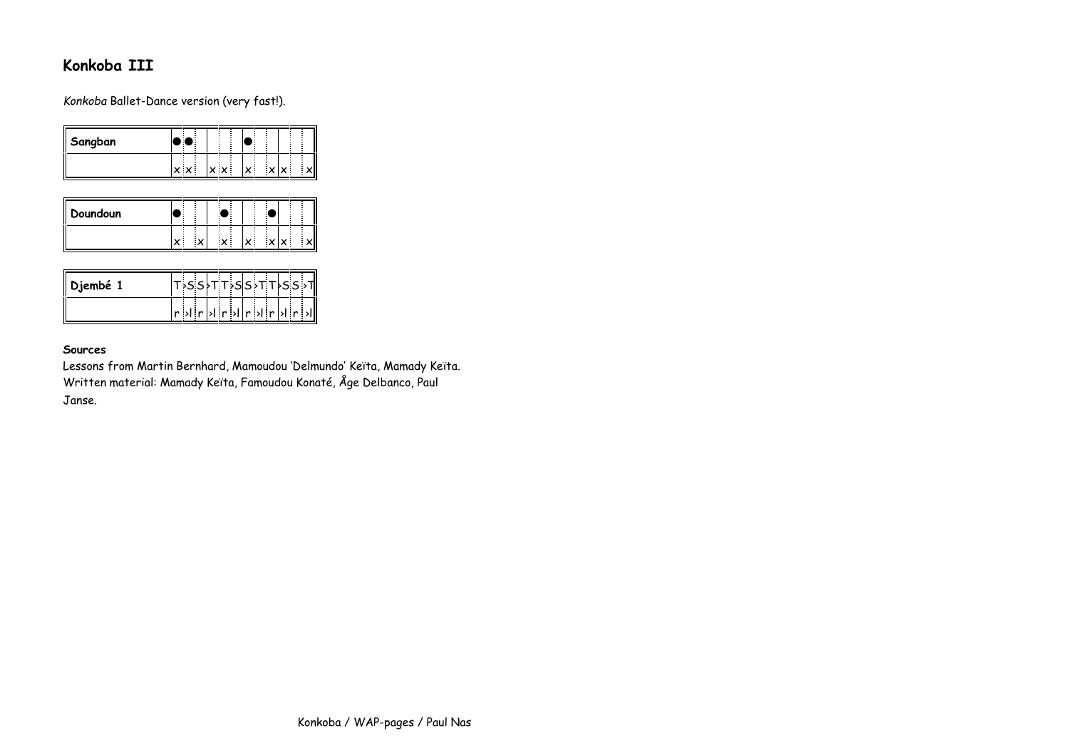## Konkoba III

*Konkoba* Ballet-Dance version (very fast!).

| Sangban | | | | | | | | | | | | |
|---|---|---|---|---|---|---|---|---|---|---|---|---|
| | ● | ● | | | | | ● | | | | | |
| | x | x | | x | x | | x | | x | x | | x |

| Doundoun | | | | | | | | | | | | |
|---|---|---|---|---|---|---|---|---|---|---|---|---|
| | ● | | | | ● | | | | ● | | | |
| | x | | x | | x | | x | | x | x | | x |

| Djembé 1 | | | | | | | | | | | | |
|---|---|---|---|---|---|---|---|---|---|---|---|---|
| | T | >S | S | >T | T | >S | S | >T | T | >S | S | >T |
| | r | >l | r | >l | r | >l | r | >l | r | >l | r | >l |

**Sources**

Lessons from Martin Bernhard, Mamoudou 'Delmundo' Keïta, Mamady Keïta.
Written material: Mamady Keïta, Famoudou Konaté, Åge Delbanco, Paul Janse.